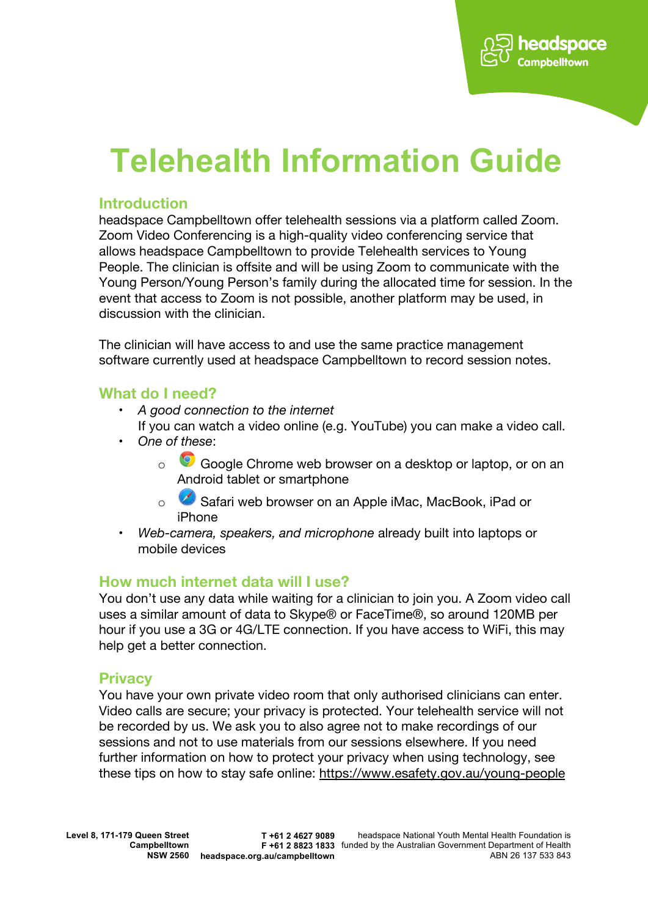# Telehealth Information Guide

## Introduction

headspace Campbelltown offer telehealth sessions via a platform called Zoom. Zoom Video Conferencing is a high-quality video conferencing service that allows headspace Campbelltown to provide Telehealth services to Young People. The clinician is offsite and will be using Zoom to communicate with the Young Person/Young Person's family during the allocated time for session. In the event that access to Zoom is not possible, another platform may be used, in discussion with the clinician.

The clinician will have access to and use the same practice management software currently used at headspace Campbelltown to record session notes.

## What do I need?

- *A good connection to the internet*
  If you can watch a video online (e.g. YouTube) you can make a video call.
- *One of these*:
  - Google Chrome web browser on a desktop or laptop, or on an Android tablet or smartphone
  - Safari web browser on an Apple iMac, MacBook, iPad or iPhone
- *Web-camera, speakers, and microphone* already built into laptops or mobile devices

## How much internet data will I use?

You don't use any data while waiting for a clinician to join you. A Zoom video call uses a similar amount of data to Skype® or FaceTime®, so around 120MB per hour if you use a 3G or 4G/LTE connection. If you have access to WiFi, this may help get a better connection.

## Privacy

You have your own private video room that only authorised clinicians can enter. Video calls are secure; your privacy is protected. Your telehealth service will not be recorded by us. We ask you to also agree not to make recordings of our sessions and not to use materials from our sessions elsewhere. If you need further information on how to protect your privacy when using technology, see these tips on how to stay safe online: https://www.esafety.gov.au/young-people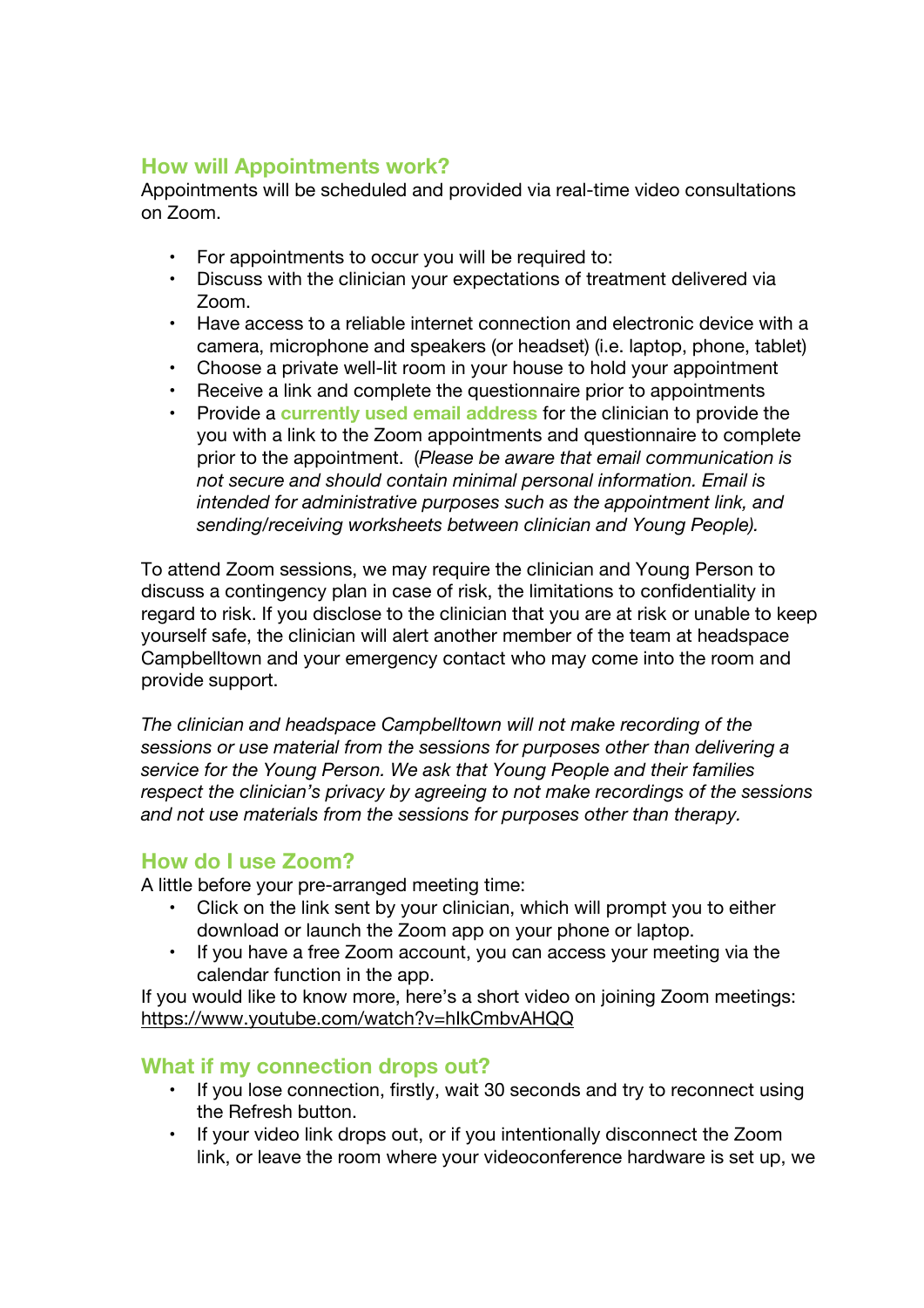## How will Appointments work?

Appointments will be scheduled and provided via real-time video consultations on Zoom.

- For appointments to occur you will be required to:
- Discuss with the clinician your expectations of treatment delivered via Zoom.
- Have access to a reliable internet connection and electronic device with a camera, microphone and speakers (or headset) (i.e. laptop, phone, tablet)
- Choose a private well-lit room in your house to hold your appointment
- Receive a link and complete the questionnaire prior to appointments
- Provide a **currently used email address** for the clinician to provide the you with a link to the Zoom appointments and questionnaire to complete prior to the appointment. (*Please be aware that email communication is not secure and should contain minimal personal information. Email is intended for administrative purposes such as the appointment link, and sending/receiving worksheets between clinician and Young People).*

To attend Zoom sessions, we may require the clinician and Young Person to discuss a contingency plan in case of risk, the limitations to confidentiality in regard to risk. If you disclose to the clinician that you are at risk or unable to keep yourself safe, the clinician will alert another member of the team at headspace Campbelltown and your emergency contact who may come into the room and provide support.

*The clinician and headspace Campbelltown will not make recording of the sessions or use material from the sessions for purposes other than delivering a service for the Young Person. We ask that Young People and their families respect the clinician's privacy by agreeing to not make recordings of the sessions and not use materials from the sessions for purposes other than therapy.*

## How do I use Zoom?

A little before your pre-arranged meeting time:

- Click on the link sent by your clinician, which will prompt you to either download or launch the Zoom app on your phone or laptop.
- If you have a free Zoom account, you can access your meeting via the calendar function in the app.

If you would like to know more, here's a short video on joining Zoom meetings: https://www.youtube.com/watch?v=hIkCmbvAHQQ

## What if my connection drops out?

- If you lose connection, firstly, wait 30 seconds and try to reconnect using the Refresh button.
- If your video link drops out, or if you intentionally disconnect the Zoom link, or leave the room where your videoconference hardware is set up, we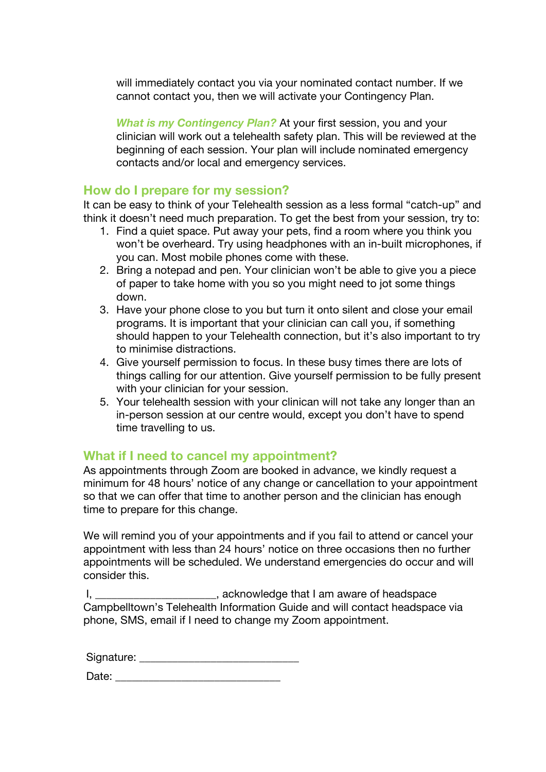will immediately contact you via your nominated contact number. If we cannot contact you, then we will activate your Contingency Plan.

***What is my Contingency Plan?*** At your first session, you and your clinician will work out a telehealth safety plan. This will be reviewed at the beginning of each session. Your plan will include nominated emergency contacts and/or local and emergency services.

## How do I prepare for my session?

It can be easy to think of your Telehealth session as a less formal "catch-up" and think it doesn't need much preparation. To get the best from your session, try to:

1. Find a quiet space. Put away your pets, find a room where you think you won't be overheard. Try using headphones with an in-built microphones, if you can. Most mobile phones come with these.
2. Bring a notepad and pen. Your clinician won't be able to give you a piece of paper to take home with you so you might need to jot some things down.
3. Have your phone close to you but turn it onto silent and close your email programs. It is important that your clinician can call you, if something should happen to your Telehealth connection, but it's also important to try to minimise distractions.
4. Give yourself permission to focus. In these busy times there are lots of things calling for our attention. Give yourself permission to be fully present with your clinician for your session.
5. Your telehealth session with your clinican will not take any longer than an in-person session at our centre would, except you don't have to spend time travelling to us.

## What if I need to cancel my appointment?

As appointments through Zoom are booked in advance, we kindly request a minimum for 48 hours' notice of any change or cancellation to your appointment so that we can offer that time to another person and the clinician has enough time to prepare for this change.

We will remind you of your appointments and if you fail to attend or cancel your appointment with less than 24 hours' notice on three occasions then no further appointments will be scheduled. We understand emergencies do occur and will consider this.

I, ____________________, acknowledge that I am aware of headspace Campbelltown's Telehealth Information Guide and will contact headspace via phone, SMS, email if I need to change my Zoom appointment.

Signature: ___________________________

Date: ____________________________